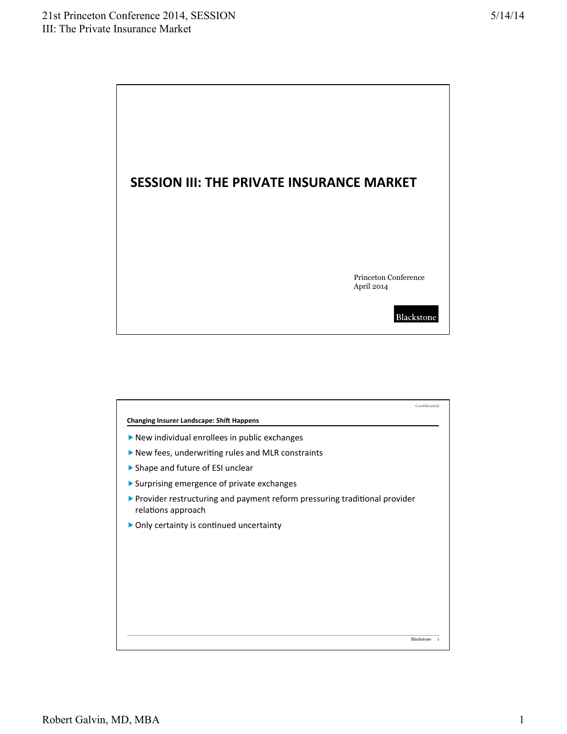# SESSION III: THE PRIVATE INSURANCE MARKET

Princeton Conference
April 2014

Blackstone

Confidential

## Changing Insurer Landscape: Shift Happens

- New individual enrollees in public exchanges
- New fees, underwriting rules and MLR constraints
- Shape and future of ESI unclear
- Surprising emergence of private exchanges
- Provider restructuring and payment reform pressuring traditional provider relations approach
- Only certainty is continued uncertainty

Blackstone 1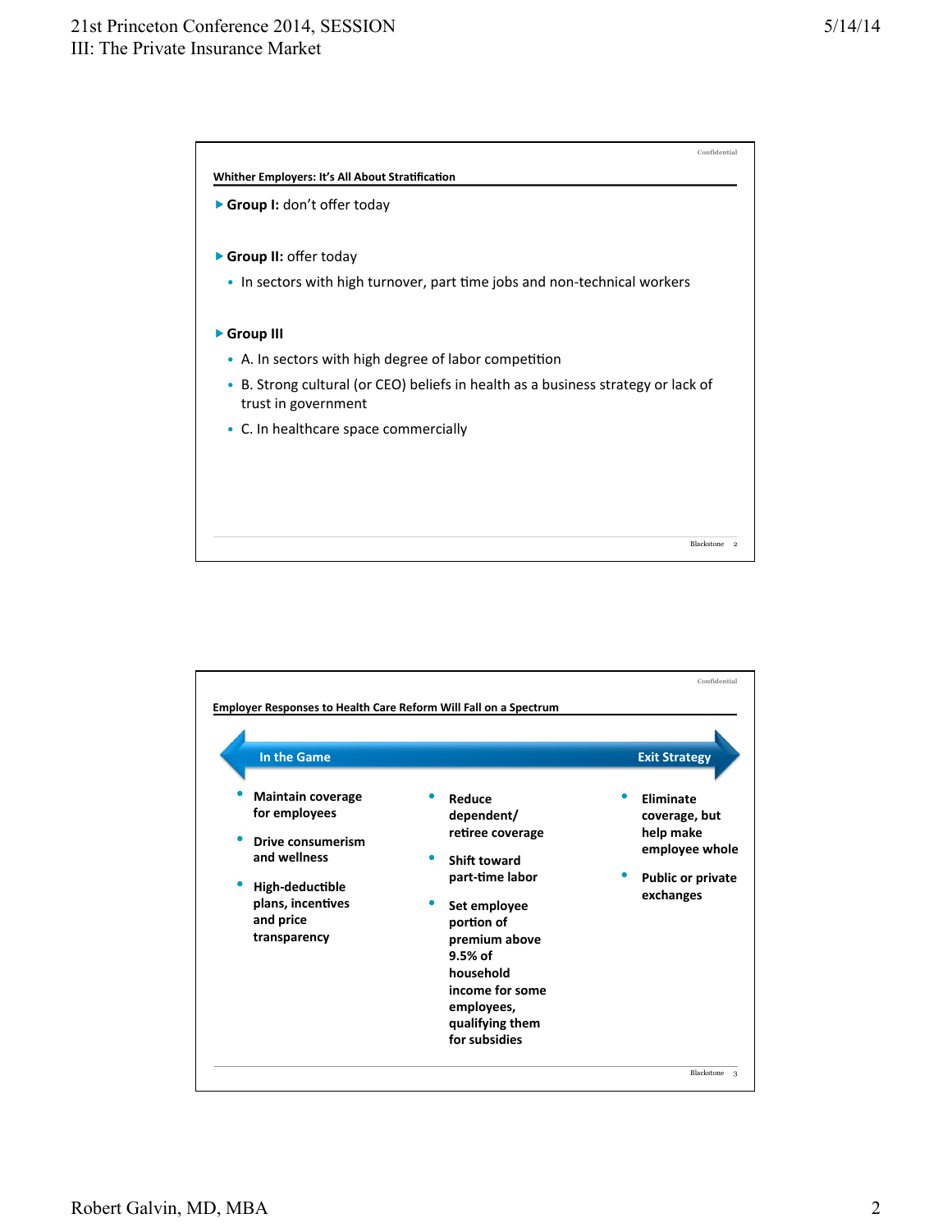## Whither Employers: It's All About Stratification

- **Group I:** don't offer today
- **Group II:** offer today
  - In sectors with high turnover, part time jobs and non-technical workers
- **Group III**
  - A. In sectors with high degree of labor competition
  - B. Strong cultural (or CEO) beliefs in health as a business strategy or lack of trust in government
  - C. In healthcare space commercially

## Employer Responses to Health Care Reform Will Fall on a Spectrum

**In the Game** ⟷ **Exit Strategy**

- **Maintain coverage for employees**
- **Drive consumerism and wellness**
- **High-deductible plans, incentives and price transparency**

- **Reduce dependent/ retiree coverage**
- **Shift toward part-time labor**
- **Set employee portion of premium above 9.5% of household income for some employees, qualifying them for subsidies**

- **Eliminate coverage, but help make employee whole**
- **Public or private exchanges**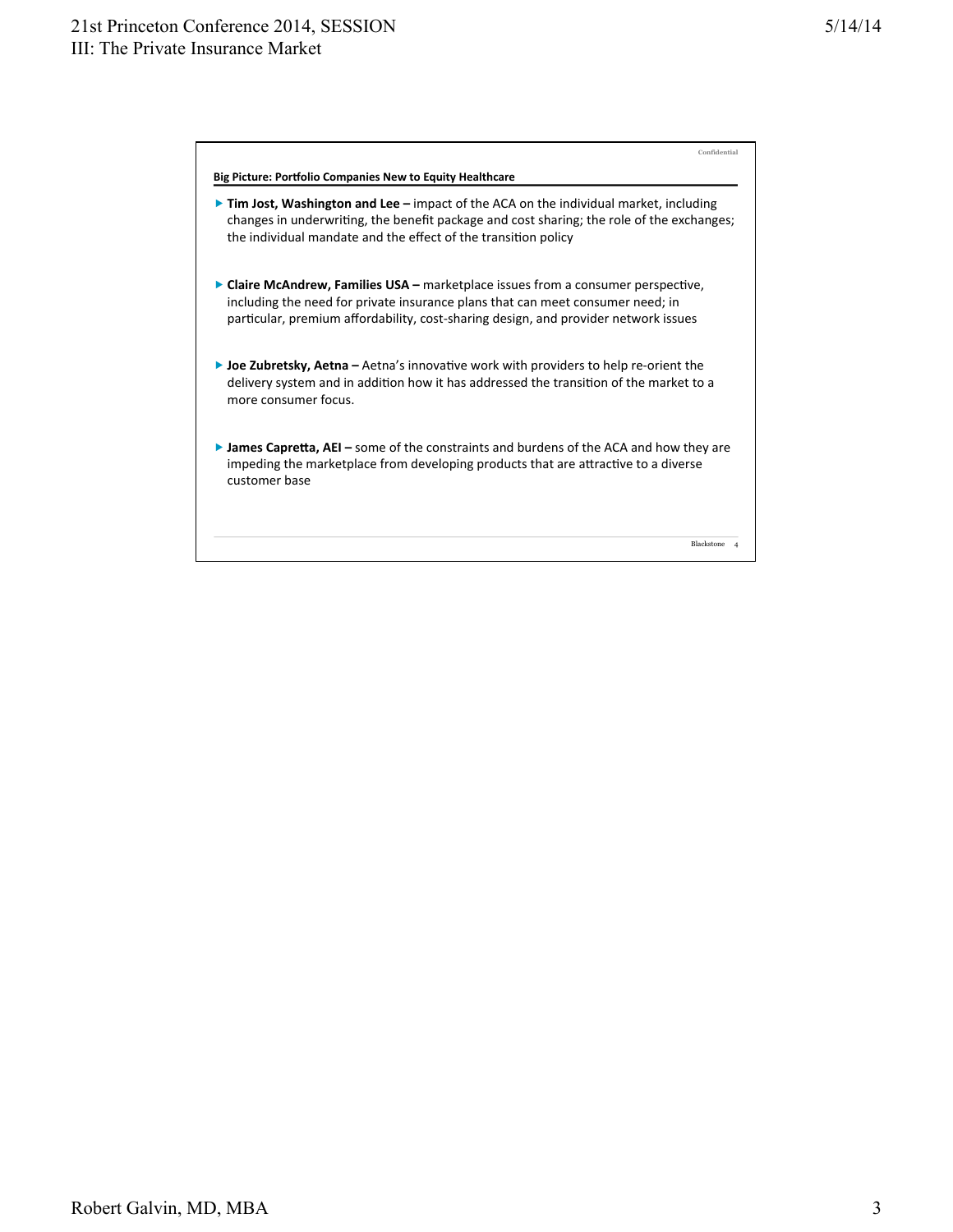Confidential

**Big Picture: Portfolio Companies New to Equity Healthcare**

- **Tim Jost, Washington and Lee –** impact of the ACA on the individual market, including changes in underwriting, the benefit package and cost sharing; the role of the exchanges; the individual mandate and the effect of the transition policy
- **Claire McAndrew, Families USA –** marketplace issues from a consumer perspective, including the need for private insurance plans that can meet consumer need; in particular, premium affordability, cost-sharing design, and provider network issues
- **Joe Zubretsky, Aetna –** Aetna's innovative work with providers to help re-orient the delivery system and in addition how it has addressed the transition of the market to a more consumer focus.
- **James Capretta, AEI –** some of the constraints and burdens of the ACA and how they are impeding the marketplace from developing products that are attractive to a diverse customer base

Blackstone 4